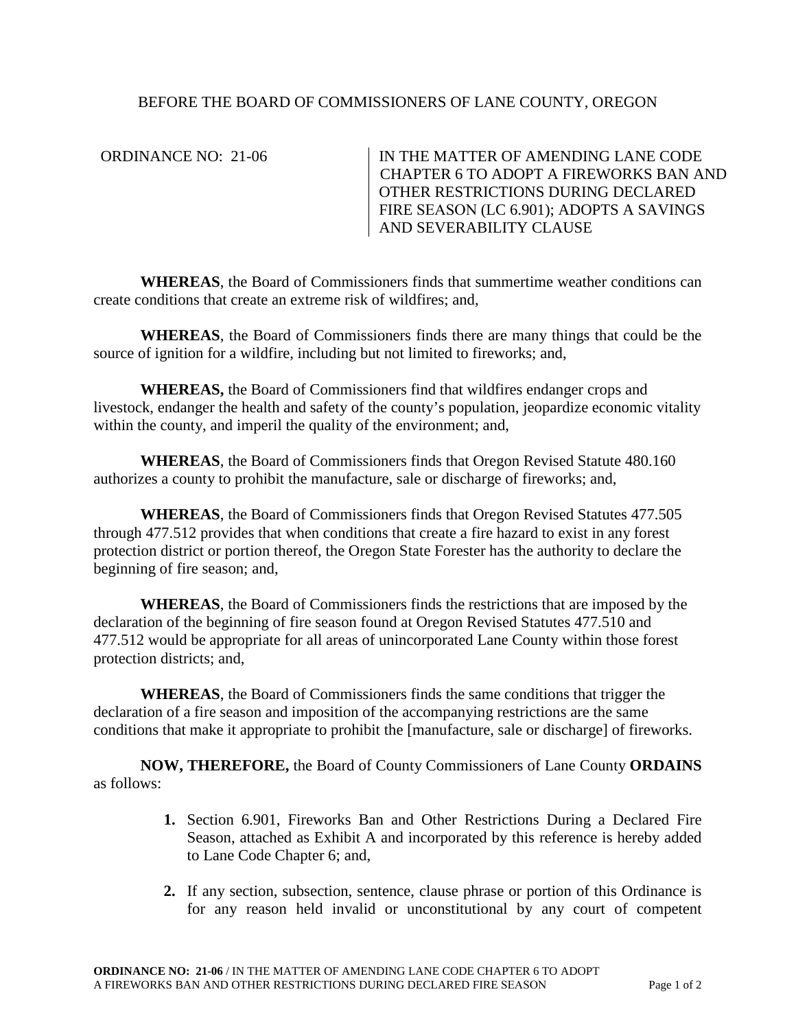BEFORE THE BOARD OF COMMISSIONERS OF LANE COUNTY, OREGON

ORDINANCE NO: 21-06

IN THE MATTER OF AMENDING LANE CODE CHAPTER 6 TO ADOPT A FIREWORKS BAN AND OTHER RESTRICTIONS DURING DECLARED FIRE SEASON (LC 6.901); ADOPTS A SAVINGS AND SEVERABILITY CLAUSE

**WHEREAS**, the Board of Commissioners finds that summertime weather conditions can create conditions that create an extreme risk of wildfires; and,

**WHEREAS**, the Board of Commissioners finds there are many things that could be the source of ignition for a wildfire, including but not limited to fireworks; and,

**WHEREAS,** the Board of Commissioners find that wildfires endanger crops and livestock, endanger the health and safety of the county's population, jeopardize economic vitality within the county, and imperil the quality of the environment; and,

**WHEREAS**, the Board of Commissioners finds that Oregon Revised Statute 480.160 authorizes a county to prohibit the manufacture, sale or discharge of fireworks; and,

**WHEREAS**, the Board of Commissioners finds that Oregon Revised Statutes 477.505 through 477.512 provides that when conditions that create a fire hazard to exist in any forest protection district or portion thereof, the Oregon State Forester has the authority to declare the beginning of fire season; and,

**WHEREAS**, the Board of Commissioners finds the restrictions that are imposed by the declaration of the beginning of fire season found at Oregon Revised Statutes 477.510 and 477.512 would be appropriate for all areas of unincorporated Lane County within those forest protection districts; and,

**WHEREAS**, the Board of Commissioners finds the same conditions that trigger the declaration of a fire season and imposition of the accompanying restrictions are the same conditions that make it appropriate to prohibit the [manufacture, sale or discharge] of fireworks.

**NOW, THEREFORE,** the Board of County Commissioners of Lane County **ORDAINS** as follows:

1. Section 6.901, Fireworks Ban and Other Restrictions During a Declared Fire Season, attached as Exhibit A and incorporated by this reference is hereby added to Lane Code Chapter 6; and,

2. If any section, subsection, sentence, clause phrase or portion of this Ordinance is for any reason held invalid or unconstitutional by any court of competent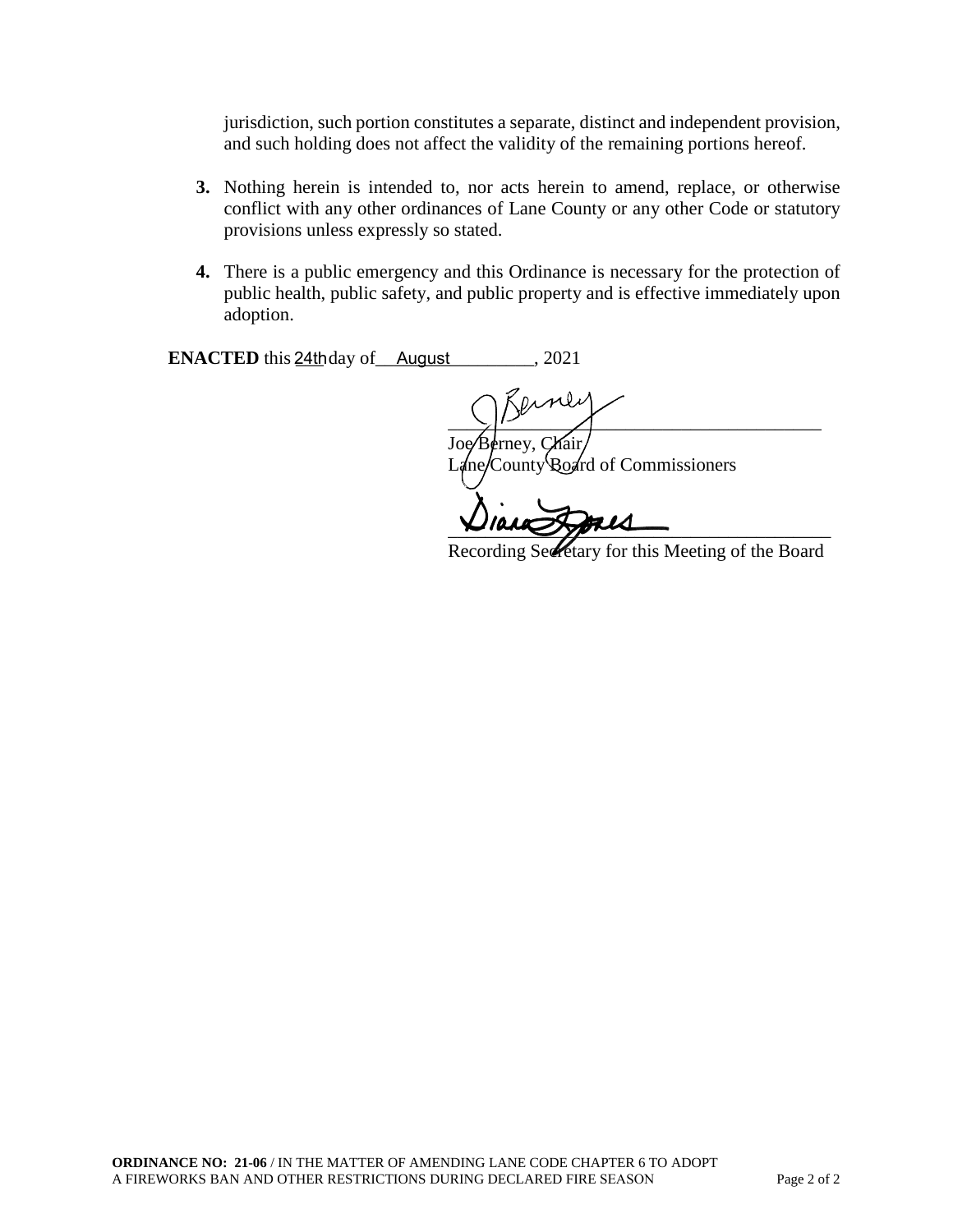jurisdiction, such portion constitutes a separate, distinct and independent provision, and such holding does not affect the validity of the remaining portions hereof.

3. Nothing herein is intended to, nor acts herein to amend, replace, or otherwise conflict with any other ordinances of Lane County or any other Code or statutory provisions unless expressly so stated.

4. There is a public emergency and this Ordinance is necessary for the protection of public health, public safety, and public property and is effective immediately upon adoption.

**ENACTED** this 24th day of August, 2021

Joe Berney, Chair
Lane County Board of Commissioners

Recording Secretary for this Meeting of the Board

**ORDINANCE NO: 21-06** / IN THE MATTER OF AMENDING LANE CODE CHAPTER 6 TO ADOPT A FIREWORKS BAN AND OTHER RESTRICTIONS DURING DECLARED FIRE SEASON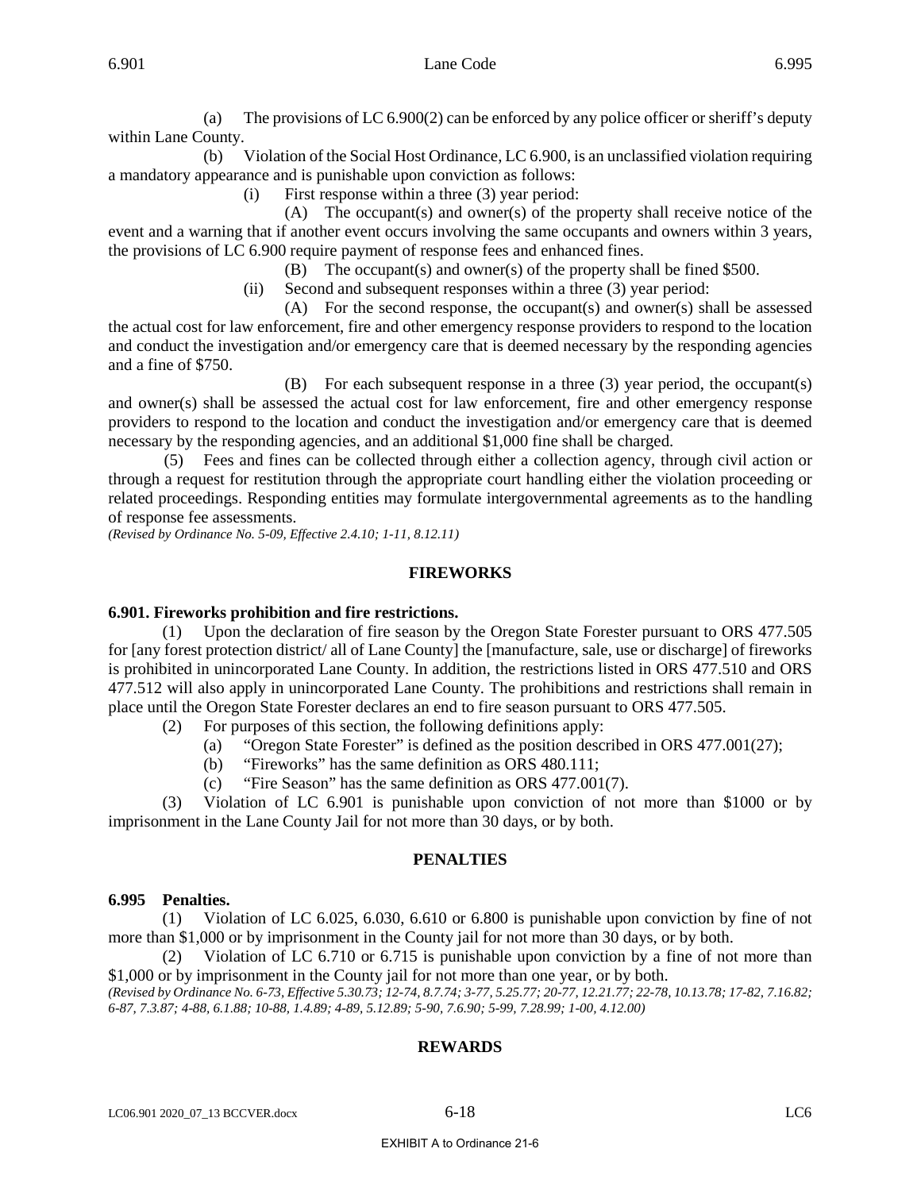(a) The provisions of LC 6.900(2) can be enforced by any police officer or sheriff's deputy within Lane County.

(b) Violation of the Social Host Ordinance, LC 6.900, is an unclassified violation requiring a mandatory appearance and is punishable upon conviction as follows:

(i) First response within a three (3) year period:

(A) The occupant(s) and owner(s) of the property shall receive notice of the event and a warning that if another event occurs involving the same occupants and owners within 3 years, the provisions of LC 6.900 require payment of response fees and enhanced fines.

(B) The occupant(s) and owner(s) of the property shall be fined $500.

(ii) Second and subsequent responses within a three (3) year period:

(A) For the second response, the occupant(s) and owner(s) shall be assessed the actual cost for law enforcement, fire and other emergency response providers to respond to the location and conduct the investigation and/or emergency care that is deemed necessary by the responding agencies and a fine of $750.

(B) For each subsequent response in a three (3) year period, the occupant(s) and owner(s) shall be assessed the actual cost for law enforcement, fire and other emergency response providers to respond to the location and conduct the investigation and/or emergency care that is deemed necessary by the responding agencies, and an additional $1,000 fine shall be charged.

(5) Fees and fines can be collected through either a collection agency, through civil action or through a request for restitution through the appropriate court handling either the violation proceeding or related proceedings. Responding entities may formulate intergovernmental agreements as to the handling of response fee assessments.

*(Revised by Ordinance No. 5-09, Effective 2.4.10; 1-11, 8.12.11)*

## FIREWORKS

**6.901. Fireworks prohibition and fire restrictions.**

(1) Upon the declaration of fire season by the Oregon State Forester pursuant to ORS 477.505 for [any forest protection district/ all of Lane County] the [manufacture, sale, use or discharge] of fireworks is prohibited in unincorporated Lane County. In addition, the restrictions listed in ORS 477.510 and ORS 477.512 will also apply in unincorporated Lane County. The prohibitions and restrictions shall remain in place until the Oregon State Forester declares an end to fire season pursuant to ORS 477.505.

(2) For purposes of this section, the following definitions apply:

(a) "Oregon State Forester" is defined as the position described in ORS 477.001(27);

(b) "Fireworks" has the same definition as ORS 480.111;

(c) "Fire Season" has the same definition as ORS 477.001(7).

(3) Violation of LC 6.901 is punishable upon conviction of not more than $1000 or by imprisonment in the Lane County Jail for not more than 30 days, or by both.

## PENALTIES

**6.995 Penalties.**

(1) Violation of LC 6.025, 6.030, 6.610 or 6.800 is punishable upon conviction by fine of not more than $1,000 or by imprisonment in the County jail for not more than 30 days, or by both.

(2) Violation of LC 6.710 or 6.715 is punishable upon conviction by a fine of not more than $1,000 or by imprisonment in the County jail for not more than one year, or by both.

*(Revised by Ordinance No. 6-73, Effective 5.30.73; 12-74, 8.7.74; 3-77, 5.25.77; 20-77, 12.21.77; 22-78, 10.13.78; 17-82, 7.16.82; 6-87, 7.3.87; 4-88, 6.1.88; 10-88, 1.4.89; 4-89, 5.12.89; 5-90, 7.6.90; 5-99, 7.28.99; 1-00, 4.12.00)*

## REWARDS

EXHIBIT A to Ordinance 21-6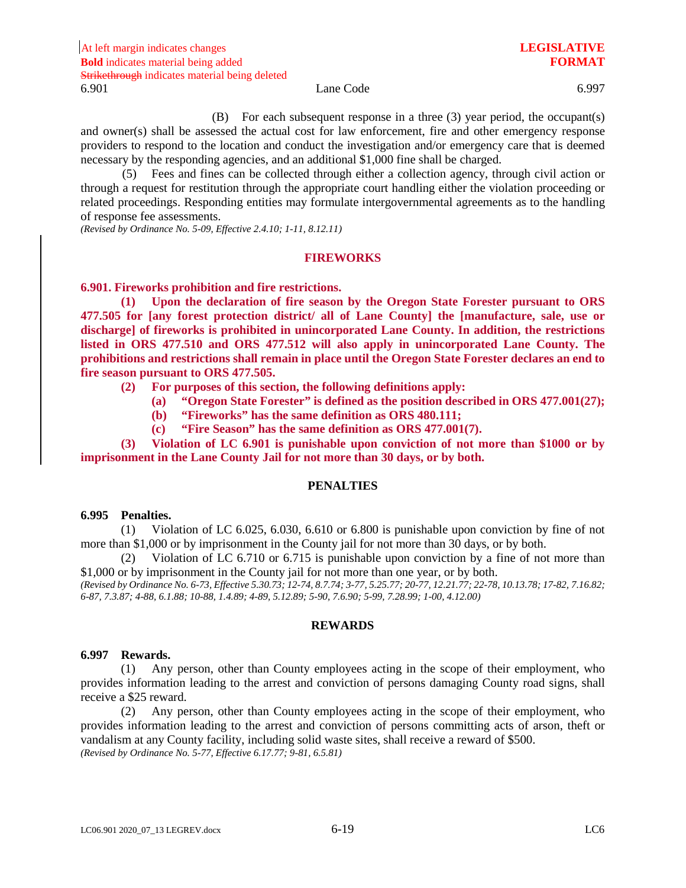(B) For each subsequent response in a three (3) year period, the occupant(s) and owner(s) shall be assessed the actual cost for law enforcement, fire and other emergency response providers to respond to the location and conduct the investigation and/or emergency care that is deemed necessary by the responding agencies, and an additional $1,000 fine shall be charged.

(5) Fees and fines can be collected through either a collection agency, through civil action or through a request for restitution through the appropriate court handling either the violation proceeding or related proceedings. Responding entities may formulate intergovernmental agreements as to the handling of response fee assessments.

*(Revised by Ordinance No. 5-09, Effective 2.4.10; 1-11, 8.12.11)*

## FIREWORKS

**6.901. Fireworks prohibition and fire restrictions.**

**(1) Upon the declaration of fire season by the Oregon State Forester pursuant to ORS 477.505 for [any forest protection district/ all of Lane County] the [manufacture, sale, use or discharge] of fireworks is prohibited in unincorporated Lane County. In addition, the restrictions listed in ORS 477.510 and ORS 477.512 will also apply in unincorporated Lane County. The prohibitions and restrictions shall remain in place until the Oregon State Forester declares an end to fire season pursuant to ORS 477.505.**

**(2) For purposes of this section, the following definitions apply:**

**(a) "Oregon State Forester" is defined as the position described in ORS 477.001(27);**

**(b) "Fireworks" has the same definition as ORS 480.111;**

**(c) "Fire Season" has the same definition as ORS 477.001(7).**

**(3) Violation of LC 6.901 is punishable upon conviction of not more than $1000 or by imprisonment in the Lane County Jail for not more than 30 days, or by both.**

## PENALTIES

**6.995 Penalties.**

(1) Violation of LC 6.025, 6.030, 6.610 or 6.800 is punishable upon conviction by fine of not more than $1,000 or by imprisonment in the County jail for not more than 30 days, or by both.

(2) Violation of LC 6.710 or 6.715 is punishable upon conviction by a fine of not more than $1,000 or by imprisonment in the County jail for not more than one year, or by both.

*(Revised by Ordinance No. 6-73, Effective 5.30.73; 12-74, 8.7.74; 3-77, 5.25.77; 20-77, 12.21.77; 22-78, 10.13.78; 17-82, 7.16.82; 6-87, 7.3.87; 4-88, 6.1.88; 10-88, 1.4.89; 4-89, 5.12.89; 5-90, 7.6.90; 5-99, 7.28.99; 1-00, 4.12.00)*

## REWARDS

**6.997 Rewards.**

(1) Any person, other than County employees acting in the scope of their employment, who provides information leading to the arrest and conviction of persons damaging County road signs, shall receive a $25 reward.

(2) Any person, other than County employees acting in the scope of their employment, who provides information leading to the arrest and conviction of persons committing acts of arson, theft or vandalism at any County facility, including solid waste sites, shall receive a reward of $500.

*(Revised by Ordinance No. 5-77, Effective 6.17.77; 9-81, 6.5.81)*